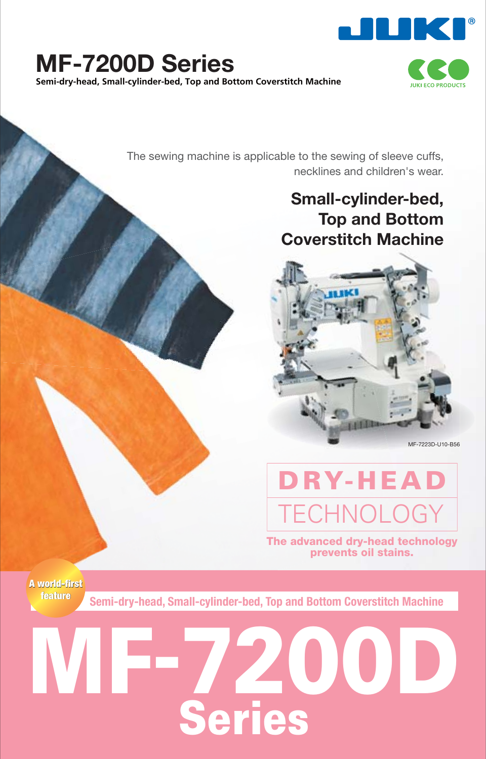JUKI®

# MF-7200D Series

**Semi-dry-head, Small-cylinder-bed, Top and Bottom Coverstitch Machine**

JUKI ECO PRODUCTS

The sewing machine is applicable to the sewing of sleeve cuffs, necklines and children's wear.

## Small-cylinder-bed, Top and Bottom Coverstitch Machine

MF-7223D-U10-B56

## DRY-HEAD TECHNOLOGY

**The advanced dry-head technology prevents oil stains.**

A world-first feature

**Semi-dry-head, Small-cylinder-bed, Top and Bottom Coverstitch Machine**

# MF-7200D Series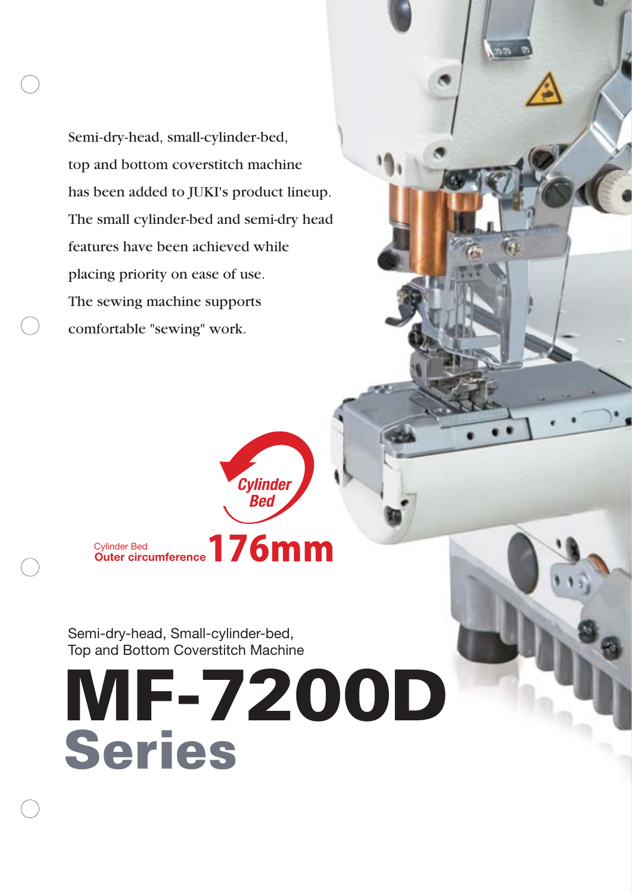Semi-dry-head, small-cylinder-bed, top and bottom coverstitch machine has been added to JUKI's product lineup. The small cylinder-bed and semi-dry head features have been achieved while placing priority on ease of use. The sewing machine supports comfortable "sewing" work.

Cylinder Bed

Cylinder Bed
**Outer circumference 176mm**

Semi-dry-head, Small-cylinder-bed,
Top and Bottom Coverstitch Machine

# MF-7200D Series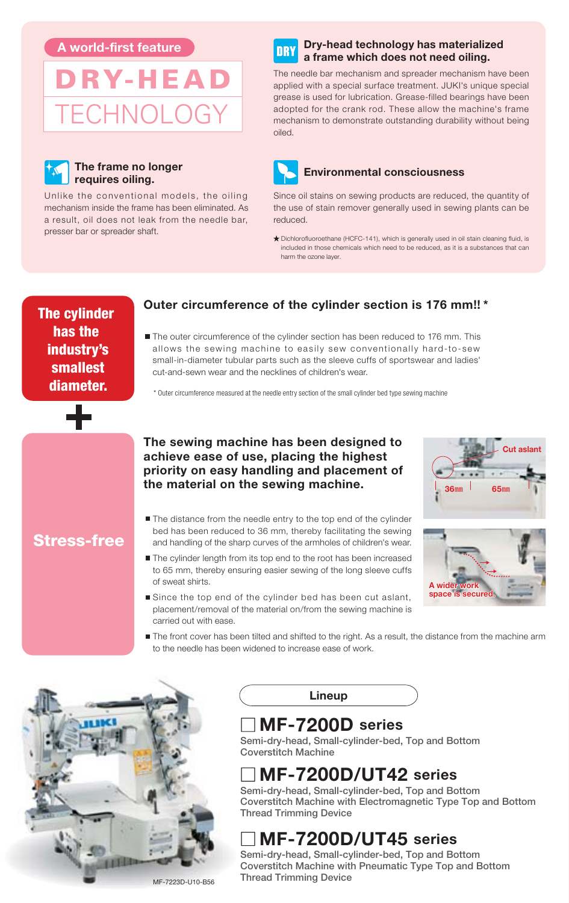A world-first feature

# DRY-HEAD TECHNOLOGY

### The frame no longer requires oiling.

Unlike the conventional models, the oiling mechanism inside the frame has been eliminated. As a result, oil does not leak from the needle bar, presser bar or spreader shaft.

### Dry-head technology has materialized a frame which does not need oiling.

The needle bar mechanism and spreader mechanism have been applied with a special surface treatment. JUKI's unique special grease is used for lubrication. Grease-filled bearings have been adopted for the crank rod. These allow the machine's frame mechanism to demonstrate outstanding durability without being oiled.

### Environmental consciousness

Since oil stains on sewing products are reduced, the quantity of the use of stain remover generally used in sewing plants can be reduced.

★ Dichlorofluoroethane (HCFC-141), which is generally used in oil stain cleaning fluid, is included in those chemicals which need to be reduced, as it is a substances that can harm the ozone layer.

## The cylinder has the industry's smallest diameter.

### Outer circumference of the cylinder section is 176 mm!! *

- The outer circumference of the cylinder section has been reduced to 176 mm. This allows the sewing machine to easily sew conventionally hard-to-sew small-in-diameter tubular parts such as the sleeve cuffs of sportswear and ladies' cut-and-sewn wear and the necklines of children's wear.

\* Outer circumference measured at the needle entry section of the small cylinder bed type sewing machine

+

## Stress-free

### The sewing machine has been designed to achieve ease of use, placing the highest priority on easy handling and placement of the material on the sewing machine.

Cut aslant

36mm 65mm

A wider work space is secured.

- The distance from the needle entry to the top end of the cylinder bed has been reduced to 36 mm, thereby facilitating the sewing and handling of the sharp curves of the armholes of children's wear.
- The cylinder length from its top end to the root has been increased to 65 mm, thereby ensuring easier sewing of the long sleeve cuffs of sweat shirts.
- Since the top end of the cylinder bed has been cut aslant, placement/removal of the material on/from the sewing machine is carried out with ease.
- The front cover has been tilted and shifted to the right. As a result, the distance from the machine arm to the needle has been widened to increase ease of work.

MF-7223D-U10-B56

## Lineup

### □ MF-7200D series
Semi-dry-head, Small-cylinder-bed, Top and Bottom Coverstitch Machine

### □ MF-7200D/UT42 series
Semi-dry-head, Small-cylinder-bed, Top and Bottom Coverstitch Machine with Electromagnetic Type Top and Bottom Thread Trimming Device

### □ MF-7200D/UT45 series
Semi-dry-head, Small-cylinder-bed, Top and Bottom Coverstitch Machine with Pneumatic Type Top and Bottom Thread Trimming Device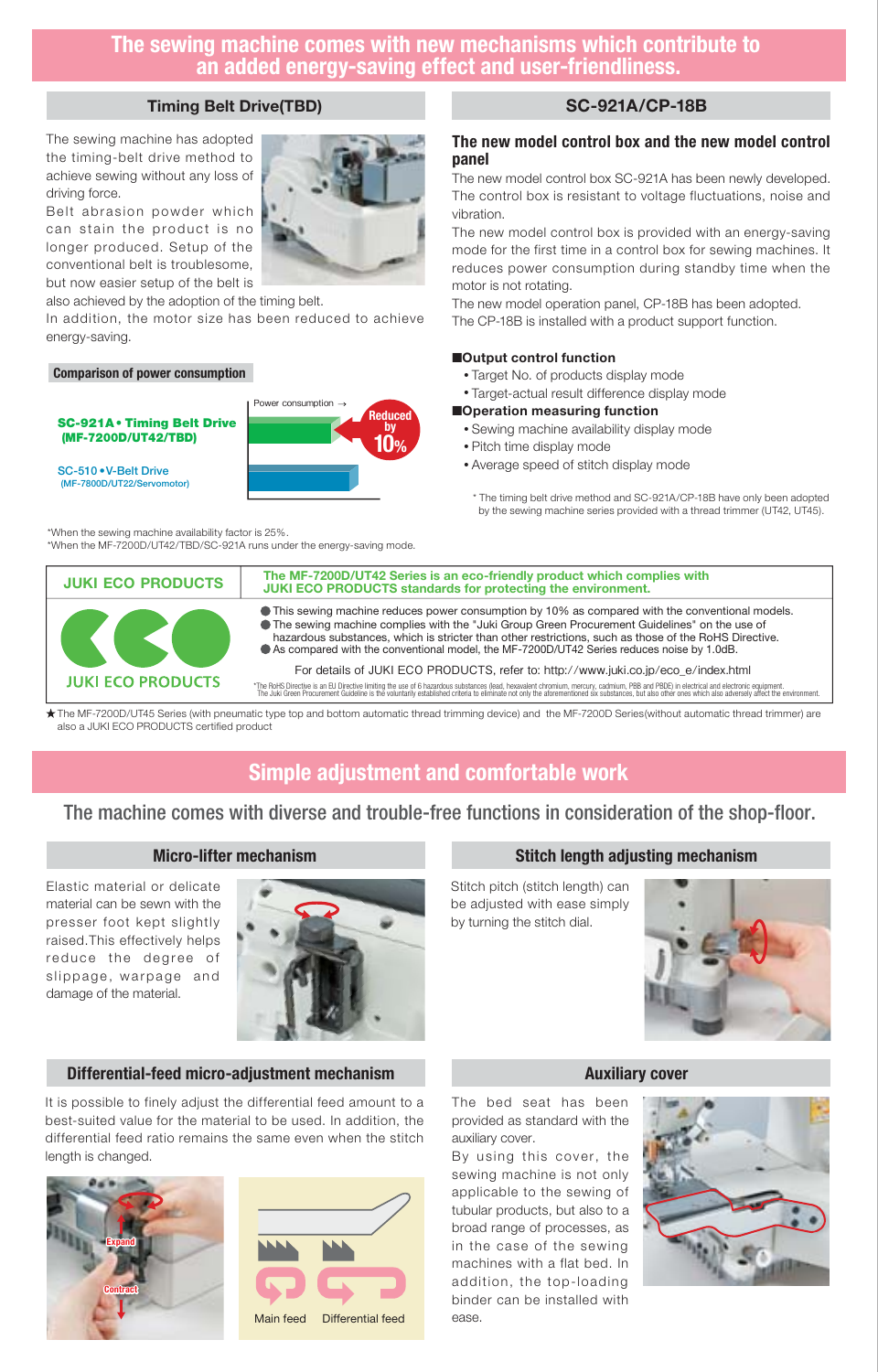# The sewing machine comes with new mechanisms which contribute to an added energy-saving effect and user-friendliness.

## Timing Belt Drive(TBD)

The sewing machine has adopted the timing-belt drive method to achieve sewing without any loss of driving force.

Belt abrasion powder which can stain the product is no longer produced. Setup of the conventional belt is troublesome, but now easier setup of the belt is also achieved by the adoption of the timing belt.

In addition, the motor size has been reduced to achieve energy-saving.

### Comparison of power consumption

Power consumption →

**SC-921A • Timing Belt Drive (MF-7200D/UT42/TBD)** — Reduced by 10%

SC-510 • V-Belt Drive (MF-7800D/UT22/Servomotor)

*When the sewing machine availability factor is 25%.
*When the MF-7200D/UT42/TBD/SC-921A runs under the energy-saving mode.

## SC-921A/CP-18B

### The new model control box and the new model control panel

The new model control box SC-921A has been newly developed. The control box is resistant to voltage fluctuations, noise and vibration.

The new model control box is provided with an energy-saving mode for the first time in a control box for sewing machines. It reduces power consumption during standby time when the motor is not rotating.

The new model operation panel, CP-18B has been adopted. The CP-18B is installed with a product support function.

**■Output control function**
- Target No. of products display mode
- Target-actual result difference display mode

**■Operation measuring function**
- Sewing machine availability display mode
- Pitch time display mode
- Average speed of stitch display mode

* The timing belt drive method and SC-921A/CP-18B have only been adopted by the sewing machine series provided with a thread trimmer (UT42, UT45).

## JUKI ECO PRODUCTS

**The MF-7200D/UT42 Series is an eco-friendly product which complies with JUKI ECO PRODUCTS standards for protecting the environment.**

- This sewing machine reduces power consumption by 10% as compared with the conventional models.
- The sewing machine complies with the "Juki Group Green Procurement Guidelines" on the use of hazardous substances, which is stricter than other restrictions, such as those of the RoHS Directive.
- As compared with the conventional model, the MF-7200D/UT42 Series reduces noise by 1.0dB.

For details of JUKI ECO PRODUCTS, refer to: http://www.juki.co.jp/eco_e/index.html

*The RoHS Directive is an EU Directive limiting the use of 6 hazardous substances (lead, hexavalent chromium, mercury, cadmium, PBB and PBDE) in electrical and electronic equipment.
The Juki Green Procurement Guideline is the voluntarily established criteria to eliminate not only the aforementioned six substances, but also other ones which also adversely affect the environment.

★The MF-7200D/UT45 Series (with pneumatic type top and bottom automatic thread trimming device) and the MF-7200D Series(without automatic thread trimmer) are also a JUKI ECO PRODUCTS certified product

# Simple adjustment and comfortable work

The machine comes with diverse and trouble-free functions in consideration of the shop-floor.

## Micro-lifter mechanism

Elastic material or delicate material can be sewn with the presser foot kept slightly raised.This effectively helps reduce the degree of slippage, warpage and damage of the material.

## Stitch length adjusting mechanism

Stitch pitch (stitch length) can be adjusted with ease simply by turning the stitch dial.

## Differential-feed micro-adjustment mechanism

It is possible to finely adjust the differential feed amount to a best-suited value for the material to be used. In addition, the differential feed ratio remains the same even when the stitch length is changed.

Expand

Contract

Main feed　Differential feed

## Auxiliary cover

The bed seat has been provided as standard with the auxiliary cover.

By using this cover, the sewing machine is not only applicable to the sewing of tubular products, but also to a broad range of processes, as in the case of the sewing machines with a flat bed. In addition, the top-loading binder can be installed with ease.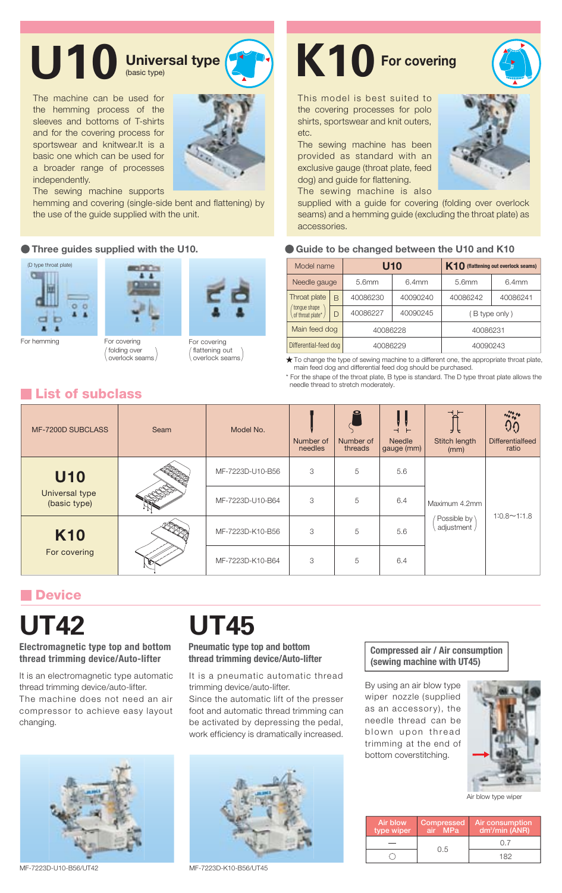# U10 Universal type (basic type)

The machine can be used for the hemming process of the sleeves and bottoms of T-shirts and for the covering process for sportswear and knitwear.It is a basic one which can be used for a broader range of processes independently.

The sewing machine supports hemming and covering (single-side bent and flattening) by the use of the guide supplied with the unit.

### Three guides supplied with the U10.

(D type throat plate)

For hemming

For covering (folding over overlock seams)

For covering (flattening out overlock seams)

# K10 For covering

This model is best suited to the covering processes for polo shirts, sportswear and knit outers, etc.

The sewing machine has been provided as standard with an exclusive gauge (throat plate, feed dog) and guide for flattening.

The sewing machine is also supplied with a guide for covering (folding over overlock seams) and a hemming guide (excluding the throat plate) as accessories.

### Guide to be changed between the U10 and K10

| Model name | | U10 | | K10 (flattening out overlock seams) | |
|---|---|---|---|---|---|
| Needle gauge | | 5.6mm | 6.4mm | 5.6mm | 6.4mm |
| Throat plate (tongue shape of throat plate*) | B | 40086230 | 40090240 | 40086242 | 40086241 |
| | D | 40086227 | 40090245 | ( B type only ) | |
| Main feed dog | | 40086228 | | 40086231 | |
| Differential-feed dog | | 40086229 | | 40090243 | |

★To change the type of sewing machine to a different one, the appropriate throat plate, main feed dog and differential feed dog should be purchased.

\* For the shape of the throat plate, B type is standard. The D type throat plate allows the needle thread to stretch moderately.

## List of subclass

| MF-7200D SUBCLASS | Seam | Model No. | Number of needles | Number of threads | Needle gauge (mm) | Stitch length (mm) | Differentialfeed ratio |
|---|---|---|---|---|---|---|---|
| **U10** Universal type (basic type) | | MF-7223D-U10-B56 | 3 | 5 | 5.6 | Maximum 4.2mm (Possible by adjustment) | 1:0.8〜1:1.8 |
| | | MF-7223D-U10-B64 | 3 | 5 | 6.4 | | |
| **K10** For covering | | MF-7223D-K10-B56 | 3 | 5 | 5.6 | | |
| | | MF-7223D-K10-B64 | 3 | 5 | 6.4 | | |

## Device

# UT42

**Electromagnetic type top and bottom thread trimming device/Auto-lifter**

It is an electromagnetic type automatic thread trimming device/auto-lifter.
The machine does not need an air compressor to achieve easy layout changing.

MF-7223D-U10-B56/UT42

# UT45

**Pneumatic type top and bottom thread trimming device/Auto-lifter**

It is a pneumatic automatic thread trimming device/auto-lifter.
Since the automatic lift of the presser foot and automatic thread trimming can be activated by depressing the pedal, work efficiency is dramatically increased.

MF-7223D-K10-B56/UT45

**Compressed air / Air consumption (sewing machine with UT45)**

By using an air blow type wiper nozzle (supplied as an accessory), the needle thread can be blown upon thread trimming at the end of bottom coverstitching.

Air blow type wiper

| Air blow type wiper | Compressed air MPa | Air consumption dm³/min (ANR) |
|---|---|---|
| — | 0.5 | 0.7 |
| ○ | | 182 |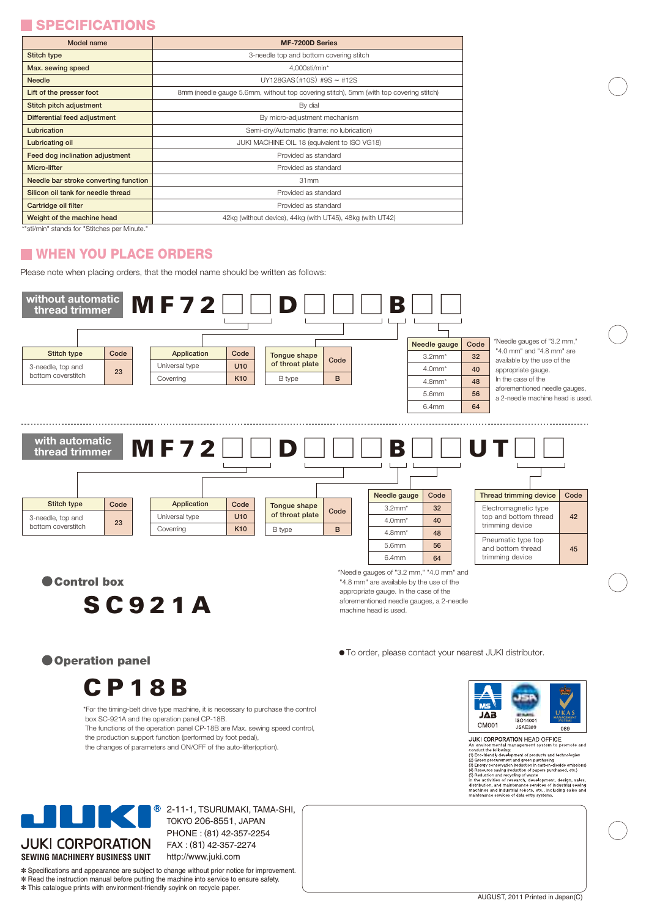## SPECIFICATIONS

| Model name | MF-7200D Series |
|---|---|
| Stitch type | 3-needle top and bottom covering stitch |
| Max. sewing speed | 4,000sti/min* |
| Needle | UY128GAS (#10S) #9S ~ #12S |
| Lift of the presser foot | 8mm (needle gauge 5.6mm, without top covering stitch), 5mm (with top covering stitch) |
| Stitch pitch adjustment | By dial |
| Differential feed adjustment | By micro-adjustment mechanism |
| Lubrication | Semi-dry/Automatic (frame: no lubrication) |
| Lubricating oil | JUKI MACHINE OIL 18 (equivalent to ISO VG18) |
| Feed dog inclination adjustment | Provided as standard |
| Micro-lifter | Provided as standard |
| Needle bar stroke converting function | 31mm |
| Silicon oil tank for needle thread | Provided as standard |
| Cartridge oil filter | Provided as standard |
| Weight of the machine head | 42kg (without device), 44kg (with UT45), 48kg (with UT42) |

*"sti/min" stands for "Stitches per Minute."

## WHEN YOU PLACE ORDERS

Please note when placing orders, that the model name should be written as follows:

**without automatic thread trimmer**

**MF72□□D□□□B□□**

| Stitch type | Code |
|---|---|
| 3-needle, top and bottom coverstitch | 23 |

| Application | Code |
|---|---|
| Universal type | U10 |
| Coverring | K10 |

| Tongue shape of throat plate | Code |
|---|---|
| B type | B |

| Needle gauge | Code |
|---|---|
| 3.2mm* | 32 |
| 4.0mm* | 40 |
| 4.8mm* | 48 |
| 5.6mm | 56 |
| 6.4mm | 64 |

*Needle gauges of "3.2 mm," "4.0 mm" and "4.8 mm" are available by the use of the appropriate gauge. In the case of the aforementioned needle gauges, a 2-needle machine head is used.

**with automatic thread trimmer**

**MF72□□D□□□B□□UT□□**

| Stitch type | Code |
|---|---|
| 3-needle, top and bottom coverstitch | 23 |

| Application | Code |
|---|---|
| Universal type | U10 |
| Coverring | K10 |

| Tongue shape of throat plate | Code |
|---|---|
| B type | B |

| Needle gauge | Code |
|---|---|
| 3.2mm* | 32 |
| 4.0mm* | 40 |
| 4.8mm* | 48 |
| 5.6mm | 56 |
| 6.4mm | 64 |

*Needle gauges of "3.2 mm," "4.0 mm" and "4.8 mm" are available by the use of the appropriate gauge. In the case of the aforementioned needle gauges, a 2-needle machine head is used.

| Thread trimming device | Code |
|---|---|
| Electromagnetic type top and bottom thread trimming device | 42 |
| Pneumatic type top and bottom thread trimming device | 45 |

### ●Control box

**SC921A**

### ●Operation panel

**CP18B**

*For the timing-belt drive type machine, it is necessary to purchase the control box SC-921A and the operation panel CP-18B.
The functions of the operation panel CP-18B are Max. sewing speed control, the production support function (performed by foot pedal), the changes of parameters and ON/OFF of the auto-lifter(option).

● To order, please contact your nearest JUKI distributor.

MS JAB CM001 ISO14001 JSAE389 UKAS 089

JUKI CORPORATION HEAD OFFICE
An environmental management system to promote and conduct the following:
(1) Eco-friendly development of products and technologies
(2) Green procurement and green purchasing
(3) Energy conservation (reduction in carbon-dioxide emissions)
(4) Resource saving (reduction of papers purchased, etc.)
(5) Reduction and recycling of waste
in the activities of research, development, design, sales, distribution, and maintenance services of industrial sewing machines and industrial robots, etc., including sales and maintenance services of data entry systems.

JUKI CORPORATION
SEWING MACHINERY BUSINESS UNIT

2-11-1, TSURUMAKI, TAMA-SHI,
TOKYO 206-8551, JAPAN
PHONE : (81) 42-357-2254
FAX : (81) 42-357-2274
http://www.juki.com

✻ Specifications and appearance are subject to change without prior notice for improvement.
✻ Read the instruction manual before putting the machine into service to ensure safety.
✻ This catalogue prints with environment-friendly soyink on recycle paper.

AUGUST, 2011 Printed in Japan(C)